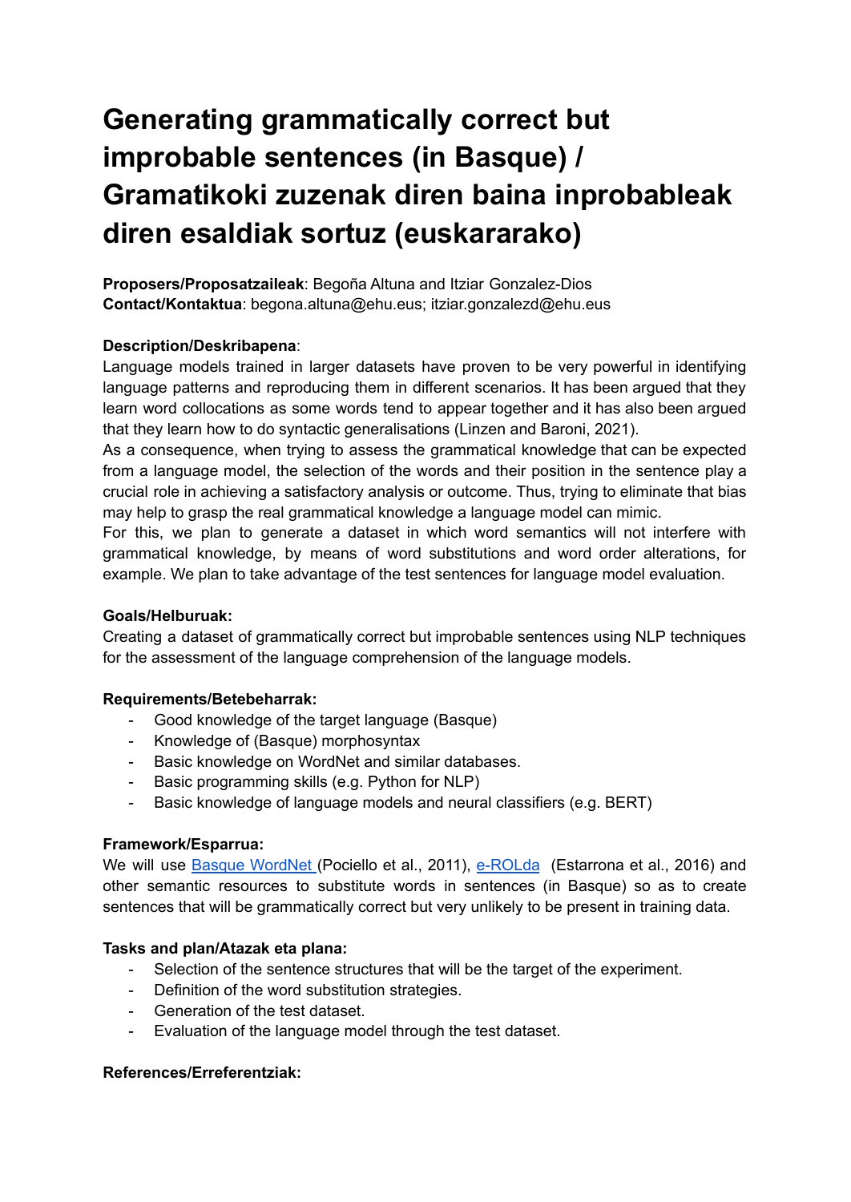# Generating grammatically correct but improbable sentences (in Basque) / Gramatikoki zuzenak diren baina inprobableak diren esaldiak sortuz (euskararako)

**Proposers/Proposatzaileak**: Begoña Altuna and Itziar Gonzalez-Dios
**Contact/Kontaktua**: begona.altuna@ehu.eus; itziar.gonzalezd@ehu.eus

**Description/Deskribapena**:
Language models trained in larger datasets have proven to be very powerful in identifying language patterns and reproducing them in different scenarios. It has been argued that they learn word collocations as some words tend to appear together and it has also been argued that they learn how to do syntactic generalisations (Linzen and Baroni, 2021).
As a consequence, when trying to assess the grammatical knowledge that can be expected from a language model, the selection of the words and their position in the sentence play a crucial role in achieving a satisfactory analysis or outcome. Thus, trying to eliminate that bias may help to grasp the real grammatical knowledge a language model can mimic.
For this, we plan to generate a dataset in which word semantics will not interfere with grammatical knowledge, by means of word substitutions and word order alterations, for example. We plan to take advantage of the test sentences for language model evaluation.

**Goals/Helburuak:**
Creating a dataset of grammatically correct but improbable sentences using NLP techniques for the assessment of the language comprehension of the language models.

**Requirements/Betebeharrak:**

- Good knowledge of the target language (Basque)
- Knowledge of (Basque) morphosyntax
- Basic knowledge on WordNet and similar databases.
- Basic programming skills (e.g. Python for NLP)
- Basic knowledge of language models and neural classifiers (e.g. BERT)

**Framework/Esparrua:**
We will use Basque WordNet (Pociello et al., 2011), e-ROLda (Estarrona et al., 2016) and other semantic resources to substitute words in sentences (in Basque) so as to create sentences that will be grammatically correct but very unlikely to be present in training data.

**Tasks and plan/Atazak eta plana:**

- Selection of the sentence structures that will be the target of the experiment.
- Definition of the word substitution strategies.
- Generation of the test dataset.
- Evaluation of the language model through the test dataset.

**References/Erreferentziak:**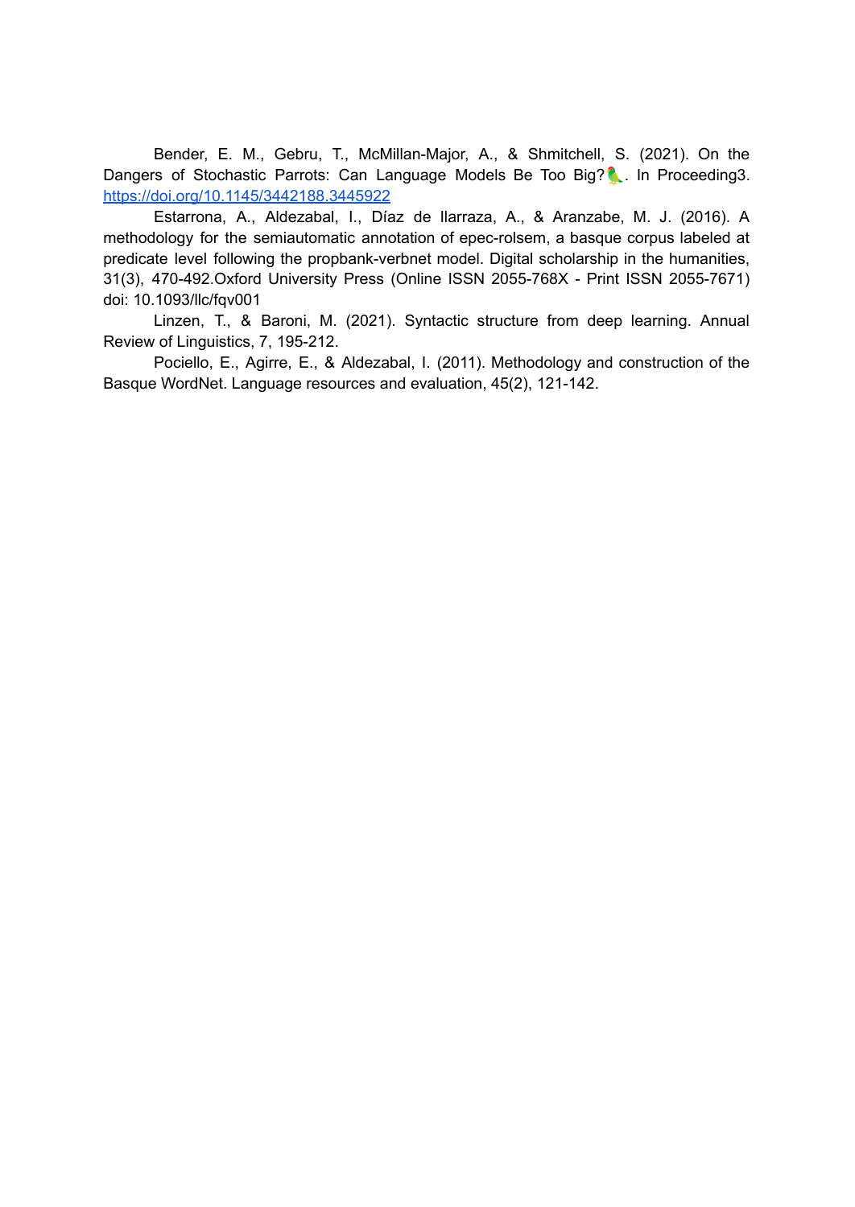Bender, E. M., Gebru, T., McMillan-Major, A., & Shmitchell, S. (2021). On the Dangers of Stochastic Parrots: Can Language Models Be Too Big?🦜. In Proceeding3. [https://doi.org/10.1145/3442188.3445922](https://doi.org/10.1145/3442188.3445922)

Estarrona, A., Aldezabal, I., Díaz de Ilarraza, A., & Aranzabe, M. J. (2016). A methodology for the semiautomatic annotation of epec-rolsem, a basque corpus labeled at predicate level following the propbank-verbnet model. Digital scholarship in the humanities, 31(3), 470-492.Oxford University Press (Online ISSN 2055-768X - Print ISSN 2055-7671) doi: 10.1093/llc/fqv001

Linzen, T., & Baroni, M. (2021). Syntactic structure from deep learning. Annual Review of Linguistics, 7, 195-212.

Pociello, E., Agirre, E., & Aldezabal, I. (2011). Methodology and construction of the Basque WordNet. Language resources and evaluation, 45(2), 121-142.